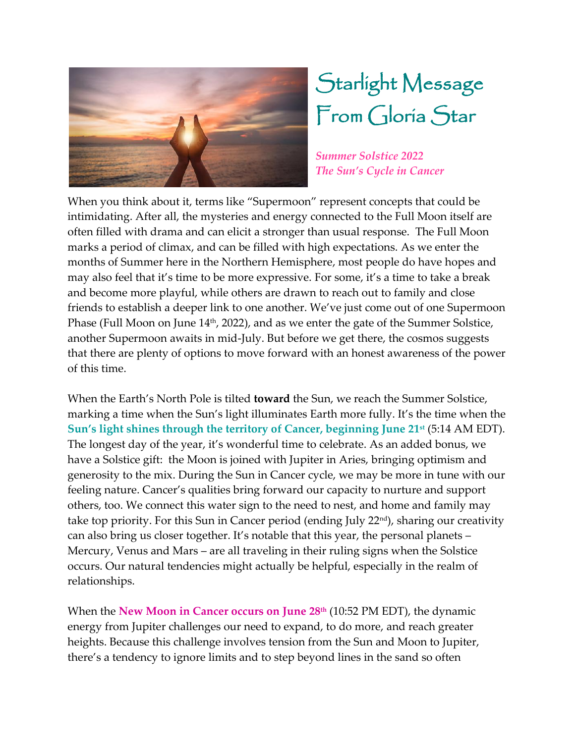# Starlight Message From Gloria Star

***Summer Solstice 2022***
***The Sun's Cycle in Cancer***

When you think about it, terms like "Supermoon" represent concepts that could be intimidating. After all, the mysteries and energy connected to the Full Moon itself are often filled with drama and can elicit a stronger than usual response. The Full Moon marks a period of climax, and can be filled with high expectations. As we enter the months of Summer here in the Northern Hemisphere, most people do have hopes and may also feel that it's time to be more expressive. For some, it's a time to take a break and become more playful, while others are drawn to reach out to family and close friends to establish a deeper link to one another. We've just come out of one Supermoon Phase (Full Moon on June 14th, 2022), and as we enter the gate of the Summer Solstice, another Supermoon awaits in mid-July. But before we get there, the cosmos suggests that there are plenty of options to move forward with an honest awareness of the power of this time.

When the Earth's North Pole is tilted **toward** the Sun, we reach the Summer Solstice, marking a time when the Sun's light illuminates Earth more fully. It's the time when the **Sun's light shines through the territory of Cancer, beginning June 21st** (5:14 AM EDT). The longest day of the year, it's wonderful time to celebrate. As an added bonus, we have a Solstice gift: the Moon is joined with Jupiter in Aries, bringing optimism and generosity to the mix. During the Sun in Cancer cycle, we may be more in tune with our feeling nature. Cancer's qualities bring forward our capacity to nurture and support others, too. We connect this water sign to the need to nest, and home and family may take top priority. For this Sun in Cancer period (ending July 22nd), sharing our creativity can also bring us closer together. It's notable that this year, the personal planets – Mercury, Venus and Mars – are all traveling in their ruling signs when the Solstice occurs. Our natural tendencies might actually be helpful, especially in the realm of relationships.

When the **New Moon in Cancer occurs on June 28th** (10:52 PM EDT), the dynamic energy from Jupiter challenges our need to expand, to do more, and reach greater heights. Because this challenge involves tension from the Sun and Moon to Jupiter, there's a tendency to ignore limits and to step beyond lines in the sand so often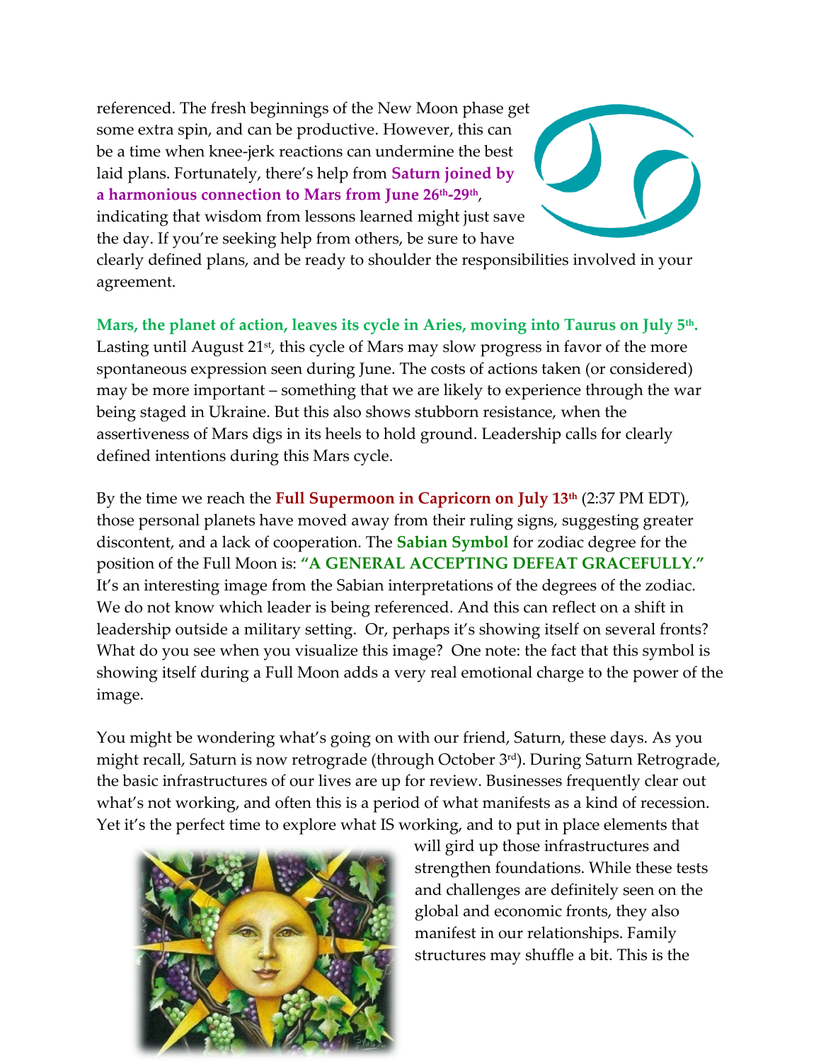referenced. The fresh beginnings of the New Moon phase get some extra spin, and can be productive. However, this can be a time when knee-jerk reactions can undermine the best laid plans. Fortunately, there's help from **Saturn joined by a harmonious connection to Mars from June 26th-29th**, indicating that wisdom from lessons learned might just save the day. If you're seeking help from others, be sure to have clearly defined plans, and be ready to shoulder the responsibilities involved in your agreement.

**Mars, the planet of action, leaves its cycle in Aries, moving into Taurus on July 5th.** Lasting until August 21st, this cycle of Mars may slow progress in favor of the more spontaneous expression seen during June. The costs of actions taken (or considered) may be more important – something that we are likely to experience through the war being staged in Ukraine. But this also shows stubborn resistance, when the assertiveness of Mars digs in its heels to hold ground. Leadership calls for clearly defined intentions during this Mars cycle.

By the time we reach the **Full Supermoon in Capricorn on July 13th** (2:37 PM EDT), those personal planets have moved away from their ruling signs, suggesting greater discontent, and a lack of cooperation. The **Sabian Symbol** for zodiac degree for the position of the Full Moon is: **"A GENERAL ACCEPTING DEFEAT GRACEFULLY."** It's an interesting image from the Sabian interpretations of the degrees of the zodiac. We do not know which leader is being referenced. And this can reflect on a shift in leadership outside a military setting. Or, perhaps it's showing itself on several fronts? What do you see when you visualize this image? One note: the fact that this symbol is showing itself during a Full Moon adds a very real emotional charge to the power of the image.

You might be wondering what's going on with our friend, Saturn, these days. As you might recall, Saturn is now retrograde (through October 3rd). During Saturn Retrograde, the basic infrastructures of our lives are up for review. Businesses frequently clear out what's not working, and often this is a period of what manifests as a kind of recession. Yet it's the perfect time to explore what IS working, and to put in place elements that will gird up those infrastructures and strengthen foundations. While these tests and challenges are definitely seen on the global and economic fronts, they also manifest in our relationships. Family structures may shuffle a bit. This is the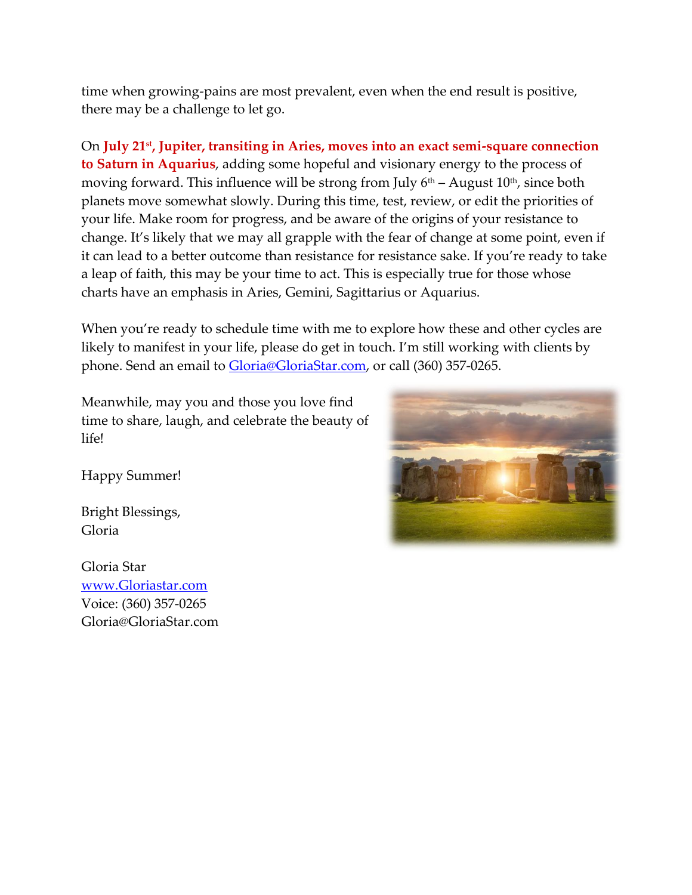time when growing-pains are most prevalent, even when the end result is positive, there may be a challenge to let go.

On **July 21st, Jupiter, transiting in Aries, moves into an exact semi-square connection to Saturn in Aquarius**, adding some hopeful and visionary energy to the process of moving forward. This influence will be strong from July 6th – August 10th, since both planets move somewhat slowly. During this time, test, review, or edit the priorities of your life. Make room for progress, and be aware of the origins of your resistance to change. It's likely that we may all grapple with the fear of change at some point, even if it can lead to a better outcome than resistance for resistance sake. If you're ready to take a leap of faith, this may be your time to act. This is especially true for those whose charts have an emphasis in Aries, Gemini, Sagittarius or Aquarius.

When you're ready to schedule time with me to explore how these and other cycles are likely to manifest in your life, please do get in touch. I'm still working with clients by phone. Send an email to Gloria@GloriaStar.com, or call (360) 357-0265.

Meanwhile, may you and those you love find time to share, laugh, and celebrate the beauty of life!

Happy Summer!

Bright Blessings,
Gloria

Gloria Star
www.Gloriastar.com
Voice: (360) 357-0265
Gloria@GloriaStar.com